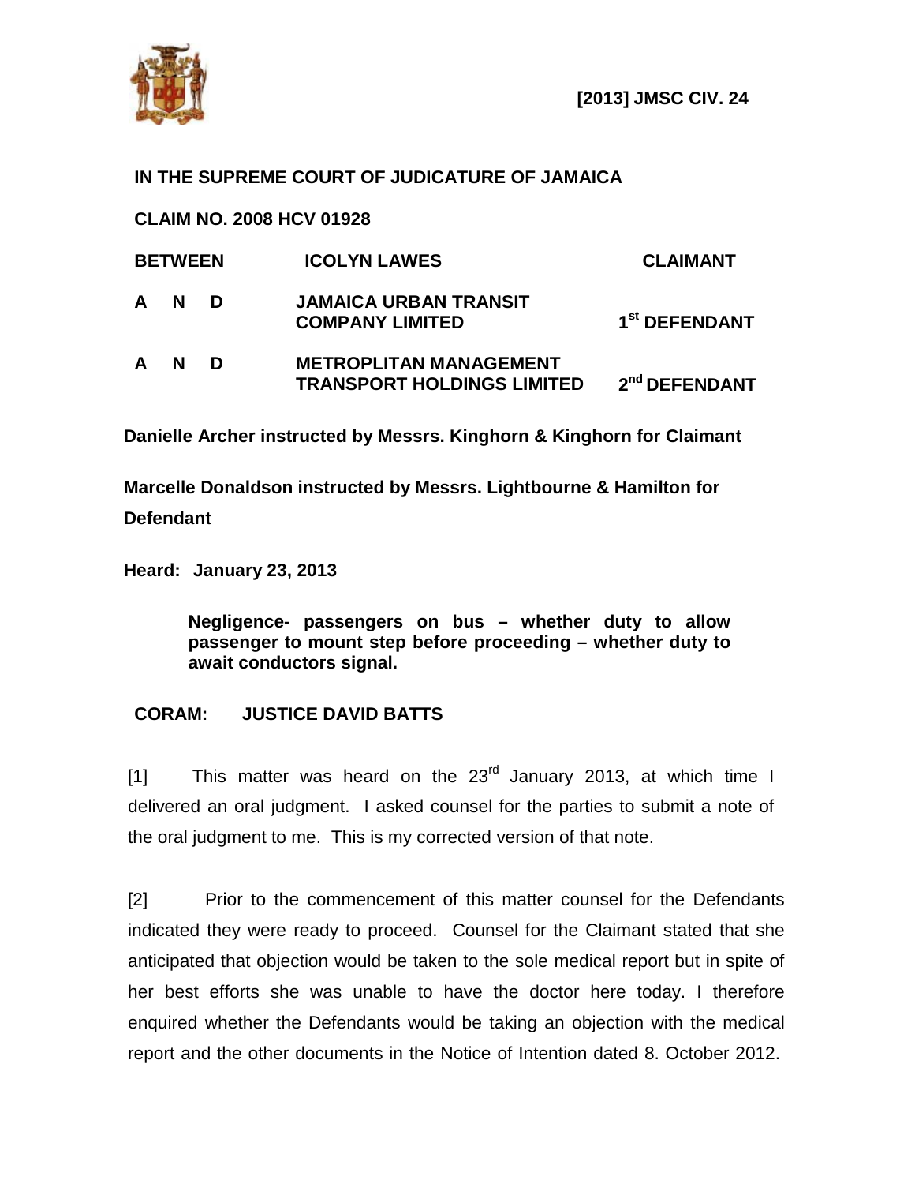**[2013] JMSC CIV. 24**

**IN THE SUPREME COURT OF JUDICATURE OF JAMAICA**

**CLAIM NO. 2008 HCV 01928**

| | | |
|---|---|---|
| **BETWEEN** | **ICOLYN LAWES** | **CLAIMANT** |
| **A N D** | **JAMAICA URBAN TRANSIT COMPANY LIMITED** | **1st DEFENDANT** |
| **A N D** | **METROPLITAN MANAGEMENT TRANSPORT HOLDINGS LIMITED** | **2nd DEFENDANT** |

**Danielle Archer instructed by Messrs. Kinghorn & Kinghorn for Claimant**

**Marcelle Donaldson instructed by Messrs. Lightbourne & Hamilton for Defendant**

**Heard: January 23, 2013**

> **Negligence- passengers on bus – whether duty to allow passenger to mount step before proceeding – whether duty to await conductors signal.**

**CORAM: JUSTICE DAVID BATTS**

[1] This matter was heard on the 23rd January 2013, at which time I delivered an oral judgment. I asked counsel for the parties to submit a note of the oral judgment to me. This is my corrected version of that note.

[2] Prior to the commencement of this matter counsel for the Defendants indicated they were ready to proceed. Counsel for the Claimant stated that she anticipated that objection would be taken to the sole medical report but in spite of her best efforts she was unable to have the doctor here today. I therefore enquired whether the Defendants would be taking an objection with the medical report and the other documents in the Notice of Intention dated 8. October 2012.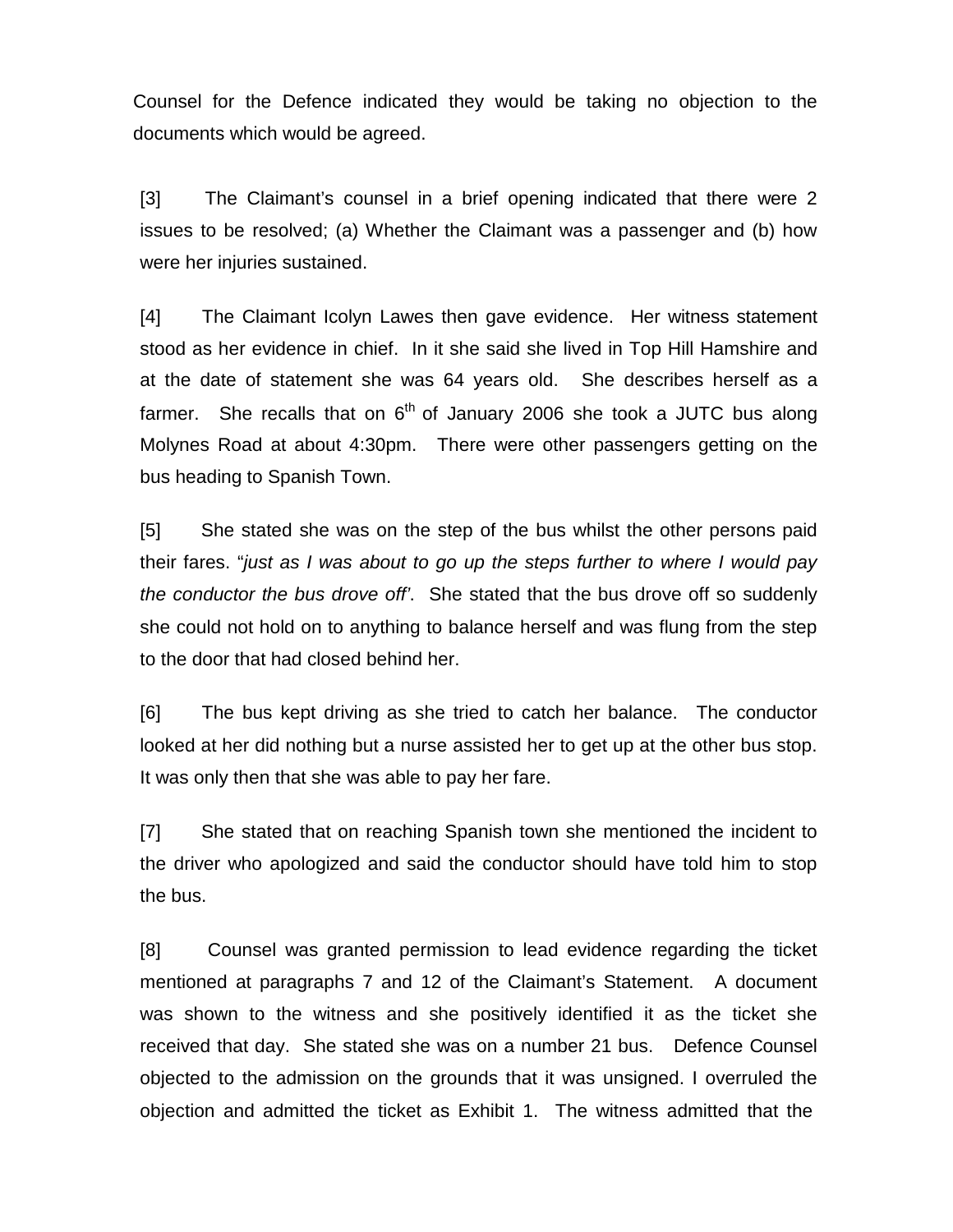Counsel for the Defence indicated they would be taking no objection to the documents which would be agreed.

[3] The Claimant's counsel in a brief opening indicated that there were 2 issues to be resolved; (a) Whether the Claimant was a passenger and (b) how were her injuries sustained.

[4] The Claimant Icolyn Lawes then gave evidence. Her witness statement stood as her evidence in chief. In it she said she lived in Top Hill Hamshire and at the date of statement she was 64 years old. She describes herself as a farmer. She recalls that on 6th of January 2006 she took a JUTC bus along Molynes Road at about 4:30pm. There were other passengers getting on the bus heading to Spanish Town.

[5] She stated she was on the step of the bus whilst the other persons paid their fares. "*just as I was about to go up the steps further to where I would pay the conductor the bus drove off'*. She stated that the bus drove off so suddenly she could not hold on to anything to balance herself and was flung from the step to the door that had closed behind her.

[6] The bus kept driving as she tried to catch her balance. The conductor looked at her did nothing but a nurse assisted her to get up at the other bus stop. It was only then that she was able to pay her fare.

[7] She stated that on reaching Spanish town she mentioned the incident to the driver who apologized and said the conductor should have told him to stop the bus.

[8] Counsel was granted permission to lead evidence regarding the ticket mentioned at paragraphs 7 and 12 of the Claimant's Statement. A document was shown to the witness and she positively identified it as the ticket she received that day. She stated she was on a number 21 bus. Defence Counsel objected to the admission on the grounds that it was unsigned. I overruled the objection and admitted the ticket as Exhibit 1. The witness admitted that the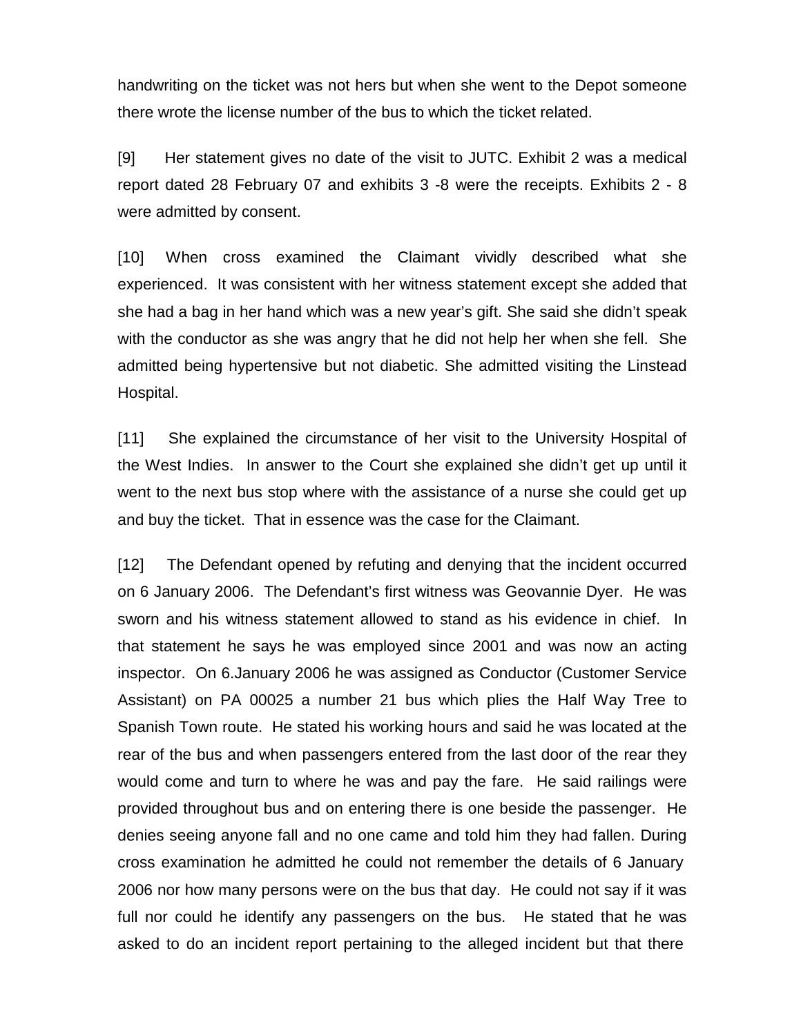handwriting on the ticket was not hers but when she went to the Depot someone there wrote the license number of the bus to which the ticket related.

[9] Her statement gives no date of the visit to JUTC. Exhibit 2 was a medical report dated 28 February 07 and exhibits 3 -8 were the receipts. Exhibits 2 - 8 were admitted by consent.

[10] When cross examined the Claimant vividly described what she experienced. It was consistent with her witness statement except she added that she had a bag in her hand which was a new year's gift. She said she didn't speak with the conductor as she was angry that he did not help her when she fell. She admitted being hypertensive but not diabetic. She admitted visiting the Linstead Hospital.

[11] She explained the circumstance of her visit to the University Hospital of the West Indies. In answer to the Court she explained she didn't get up until it went to the next bus stop where with the assistance of a nurse she could get up and buy the ticket. That in essence was the case for the Claimant.

[12] The Defendant opened by refuting and denying that the incident occurred on 6 January 2006. The Defendant's first witness was Geovannie Dyer. He was sworn and his witness statement allowed to stand as his evidence in chief. In that statement he says he was employed since 2001 and was now an acting inspector. On 6.January 2006 he was assigned as Conductor (Customer Service Assistant) on PA 00025 a number 21 bus which plies the Half Way Tree to Spanish Town route. He stated his working hours and said he was located at the rear of the bus and when passengers entered from the last door of the rear they would come and turn to where he was and pay the fare. He said railings were provided throughout bus and on entering there is one beside the passenger. He denies seeing anyone fall and no one came and told him they had fallen. During cross examination he admitted he could not remember the details of 6 January 2006 nor how many persons were on the bus that day. He could not say if it was full nor could he identify any passengers on the bus. He stated that he was asked to do an incident report pertaining to the alleged incident but that there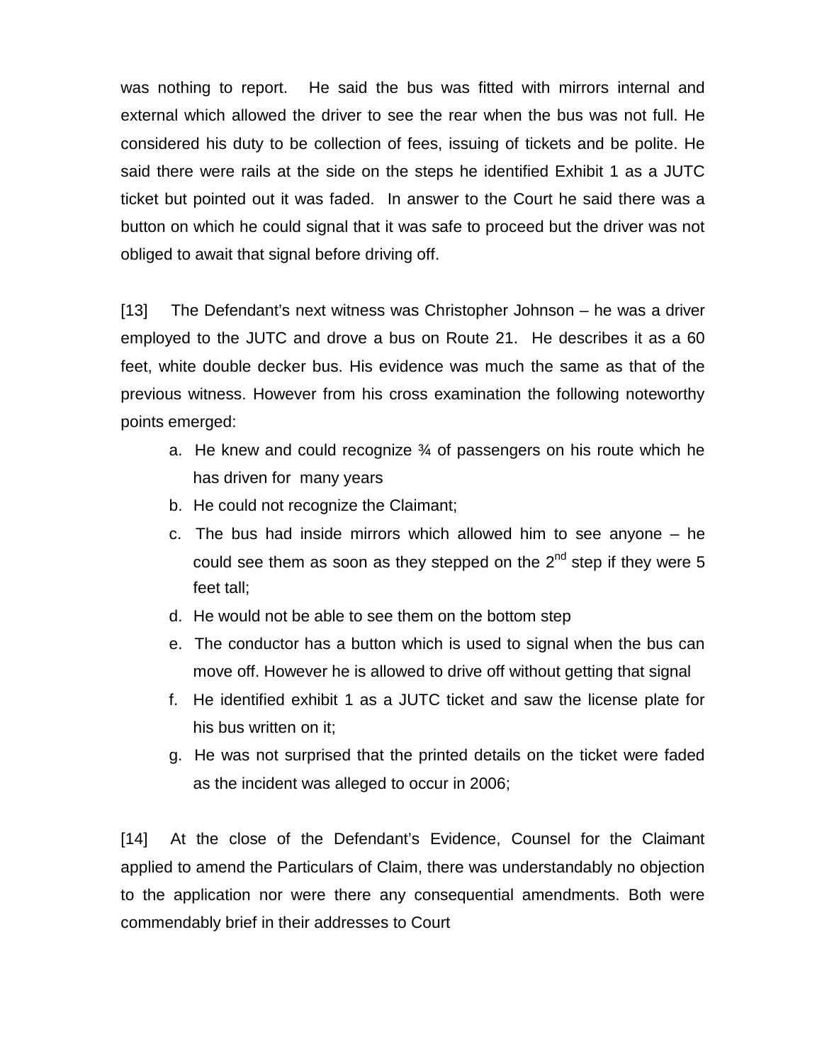was nothing to report. He said the bus was fitted with mirrors internal and external which allowed the driver to see the rear when the bus was not full. He considered his duty to be collection of fees, issuing of tickets and be polite. He said there were rails at the side on the steps he identified Exhibit 1 as a JUTC ticket but pointed out it was faded. In answer to the Court he said there was a button on which he could signal that it was safe to proceed but the driver was not obliged to await that signal before driving off.

[13] The Defendant's next witness was Christopher Johnson – he was a driver employed to the JUTC and drove a bus on Route 21. He describes it as a 60 feet, white double decker bus. His evidence was much the same as that of the previous witness. However from his cross examination the following noteworthy points emerged:

a. He knew and could recognize ¾ of passengers on his route which he has driven for many years
b. He could not recognize the Claimant;
c. The bus had inside mirrors which allowed him to see anyone – he could see them as soon as they stepped on the 2nd step if they were 5 feet tall;
d. He would not be able to see them on the bottom step
e. The conductor has a button which is used to signal when the bus can move off. However he is allowed to drive off without getting that signal
f. He identified exhibit 1 as a JUTC ticket and saw the license plate for his bus written on it;
g. He was not surprised that the printed details on the ticket were faded as the incident was alleged to occur in 2006;

[14] At the close of the Defendant's Evidence, Counsel for the Claimant applied to amend the Particulars of Claim, there was understandably no objection to the application nor were there any consequential amendments. Both were commendably brief in their addresses to Court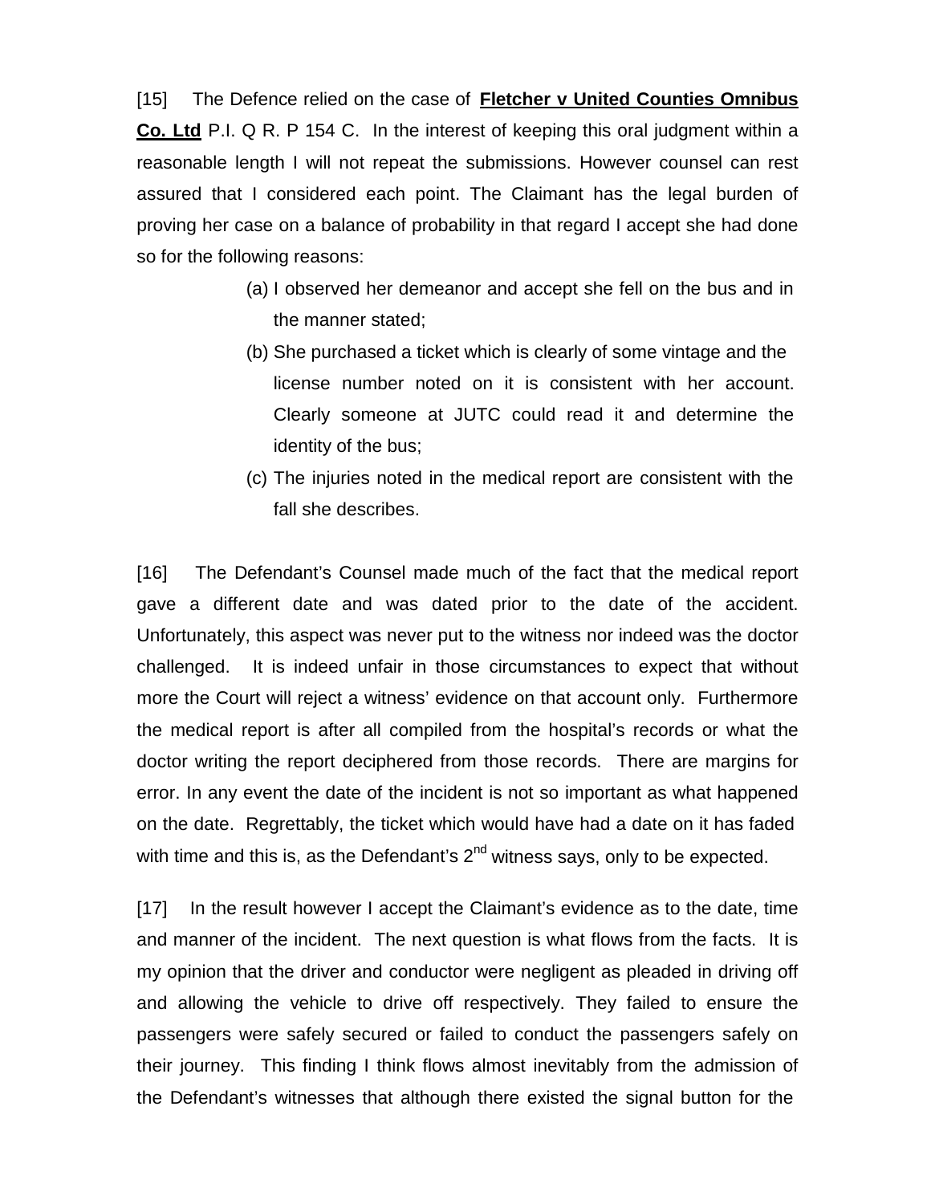[15] The Defence relied on the case of **<u>Fletcher v United Counties Omnibus Co. Ltd</u>** P.I. Q R. P 154 C. In the interest of keeping this oral judgment within a reasonable length I will not repeat the submissions. However counsel can rest assured that I considered each point. The Claimant has the legal burden of proving her case on a balance of probability in that regard I accept she had done so for the following reasons:

(a) I observed her demeanor and accept she fell on the bus and in the manner stated;

(b) She purchased a ticket which is clearly of some vintage and the license number noted on it is consistent with her account. Clearly someone at JUTC could read it and determine the identity of the bus;

(c) The injuries noted in the medical report are consistent with the fall she describes.

[16] The Defendant's Counsel made much of the fact that the medical report gave a different date and was dated prior to the date of the accident. Unfortunately, this aspect was never put to the witness nor indeed was the doctor challenged. It is indeed unfair in those circumstances to expect that without more the Court will reject a witness' evidence on that account only. Furthermore the medical report is after all compiled from the hospital's records or what the doctor writing the report deciphered from those records. There are margins for error. In any event the date of the incident is not so important as what happened on the date. Regrettably, the ticket which would have had a date on it has faded with time and this is, as the Defendant's 2nd witness says, only to be expected.

[17] In the result however I accept the Claimant's evidence as to the date, time and manner of the incident. The next question is what flows from the facts. It is my opinion that the driver and conductor were negligent as pleaded in driving off and allowing the vehicle to drive off respectively. They failed to ensure the passengers were safely secured or failed to conduct the passengers safely on their journey. This finding I think flows almost inevitably from the admission of the Defendant's witnesses that although there existed the signal button for the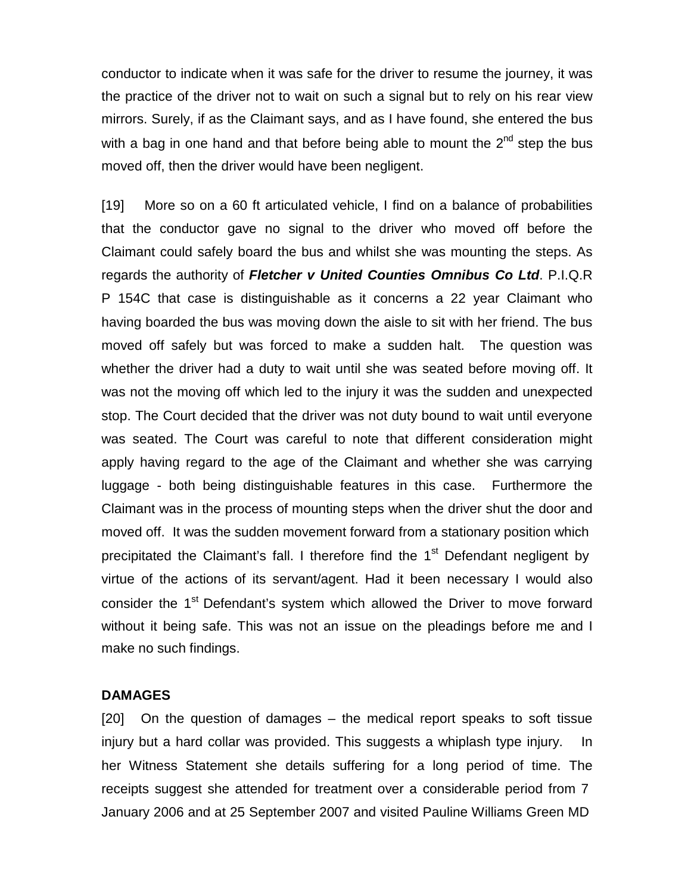conductor to indicate when it was safe for the driver to resume the journey, it was the practice of the driver not to wait on such a signal but to rely on his rear view mirrors. Surely, if as the Claimant says, and as I have found, she entered the bus with a bag in one hand and that before being able to mount the 2nd step the bus moved off, then the driver would have been negligent.

[19] More so on a 60 ft articulated vehicle, I find on a balance of probabilities that the conductor gave no signal to the driver who moved off before the Claimant could safely board the bus and whilst she was mounting the steps. As regards the authority of ***Fletcher v United Counties Omnibus Co Ltd***. P.I.Q.R P 154C that case is distinguishable as it concerns a 22 year Claimant who having boarded the bus was moving down the aisle to sit with her friend. The bus moved off safely but was forced to make a sudden halt. The question was whether the driver had a duty to wait until she was seated before moving off. It was not the moving off which led to the injury it was the sudden and unexpected stop. The Court decided that the driver was not duty bound to wait until everyone was seated. The Court was careful to note that different consideration might apply having regard to the age of the Claimant and whether she was carrying luggage - both being distinguishable features in this case. Furthermore the Claimant was in the process of mounting steps when the driver shut the door and moved off. It was the sudden movement forward from a stationary position which precipitated the Claimant's fall. I therefore find the 1st Defendant negligent by virtue of the actions of its servant/agent. Had it been necessary I would also consider the 1st Defendant's system which allowed the Driver to move forward without it being safe. This was not an issue on the pleadings before me and I make no such findings.

## DAMAGES

[20] On the question of damages – the medical report speaks to soft tissue injury but a hard collar was provided. This suggests a whiplash type injury. In her Witness Statement she details suffering for a long period of time. The receipts suggest she attended for treatment over a considerable period from 7 January 2006 and at 25 September 2007 and visited Pauline Williams Green MD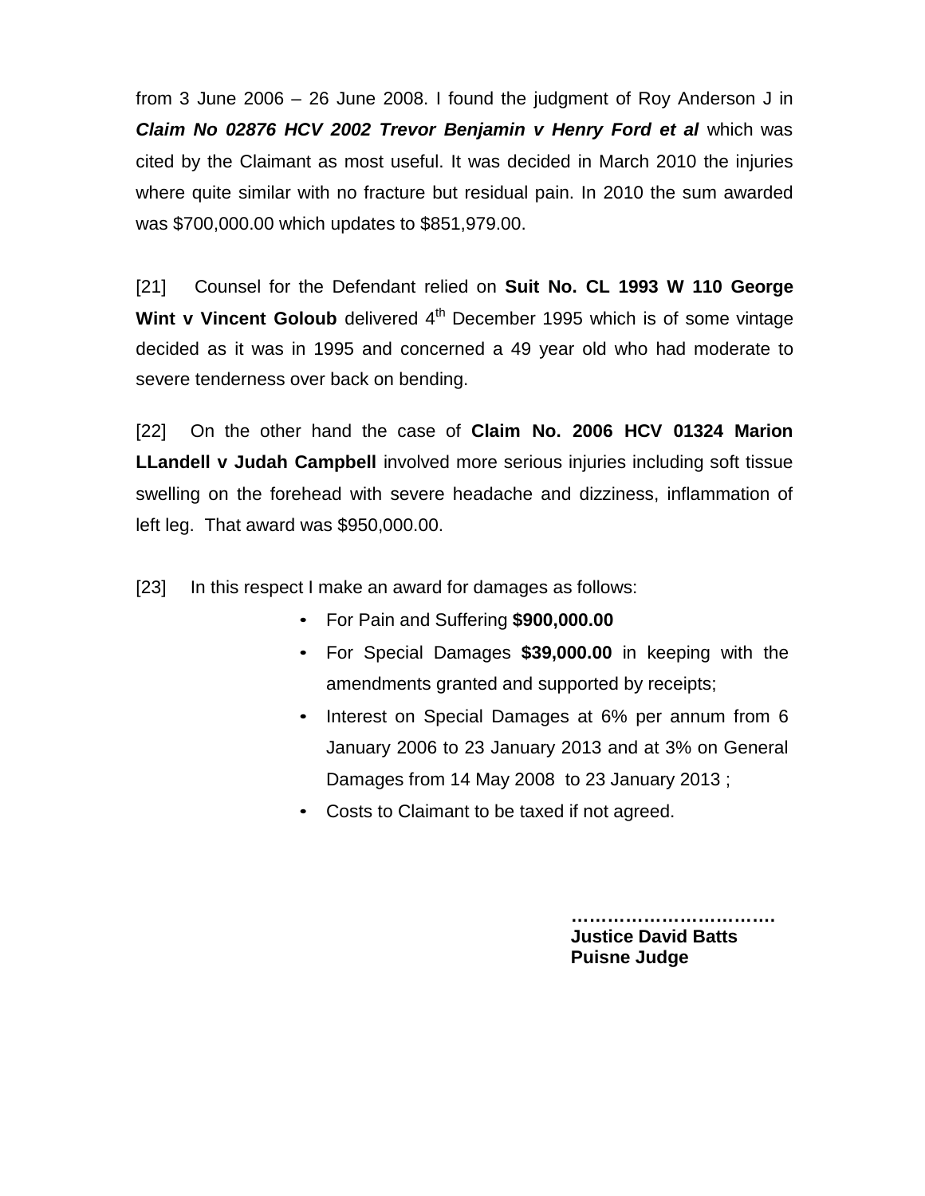from 3 June 2006 – 26 June 2008. I found the judgment of Roy Anderson J in ***Claim No 02876 HCV 2002 Trevor Benjamin v Henry Ford et al*** which was cited by the Claimant as most useful. It was decided in March 2010 the injuries where quite similar with no fracture but residual pain. In 2010 the sum awarded was $700,000.00 which updates to $851,979.00.

[21] Counsel for the Defendant relied on **Suit No. CL 1993 W 110 George Wint v Vincent Goloub** delivered 4th December 1995 which is of some vintage decided as it was in 1995 and concerned a 49 year old who had moderate to severe tenderness over back on bending.

[22] On the other hand the case of **Claim No. 2006 HCV 01324 Marion LLandell v Judah Campbell** involved more serious injuries including soft tissue swelling on the forehead with severe headache and dizziness, inflammation of left leg. That award was $950,000.00.

[23] In this respect I make an award for damages as follows:

- For Pain and Suffering **$900,000.00**
- For Special Damages **$39,000.00** in keeping with the amendments granted and supported by receipts;
- Interest on Special Damages at 6% per annum from 6 January 2006 to 23 January 2013 and at 3% on General Damages from 14 May 2008 to 23 January 2013 ;
- Costs to Claimant to be taxed if not agreed.

**……………………………**
**Justice David Batts**
**Puisne Judge**